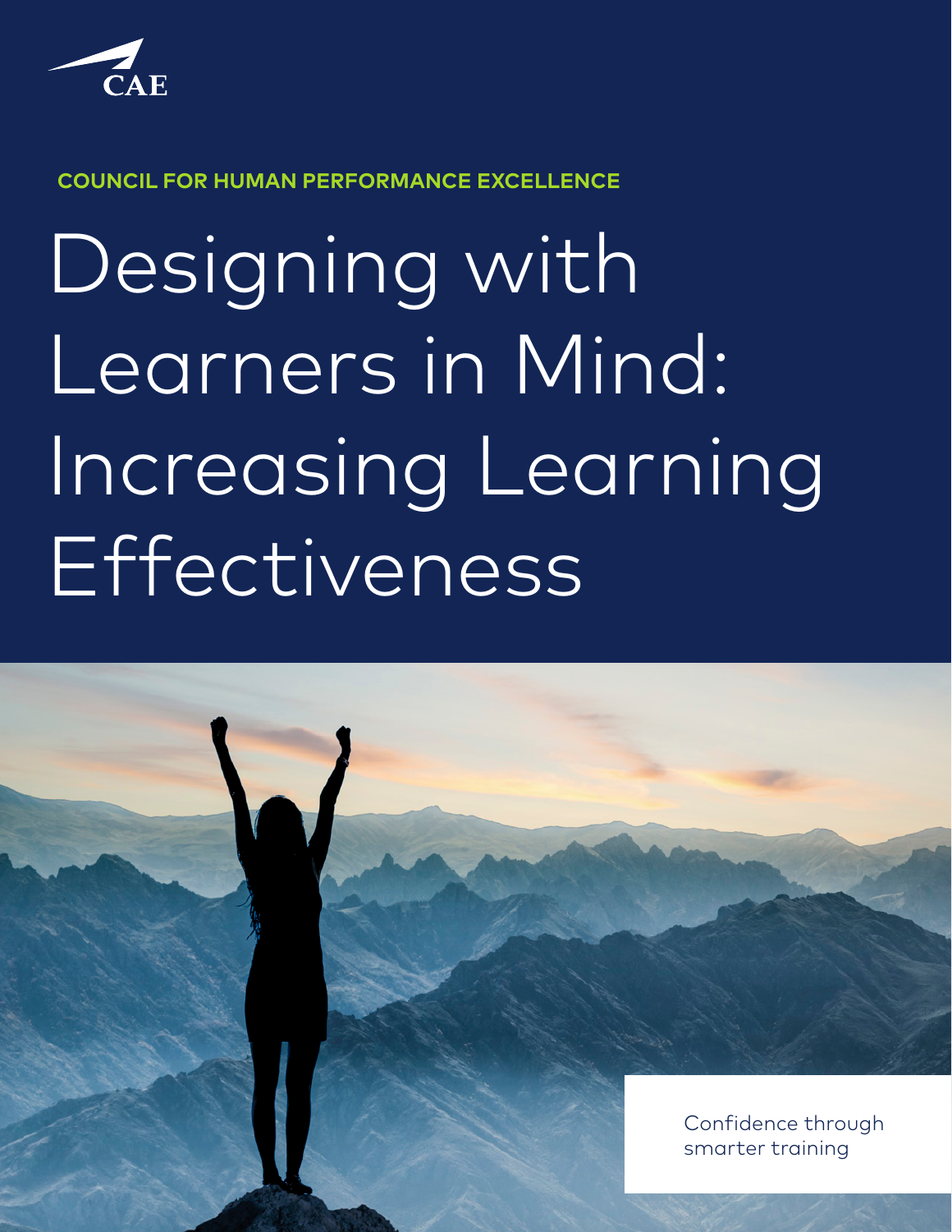CAE

COUNCIL FOR HUMAN PERFORMANCE EXCELLENCE

# Designing with Learners in Mind: Increasing Learning Effectiveness

Confidence through smarter training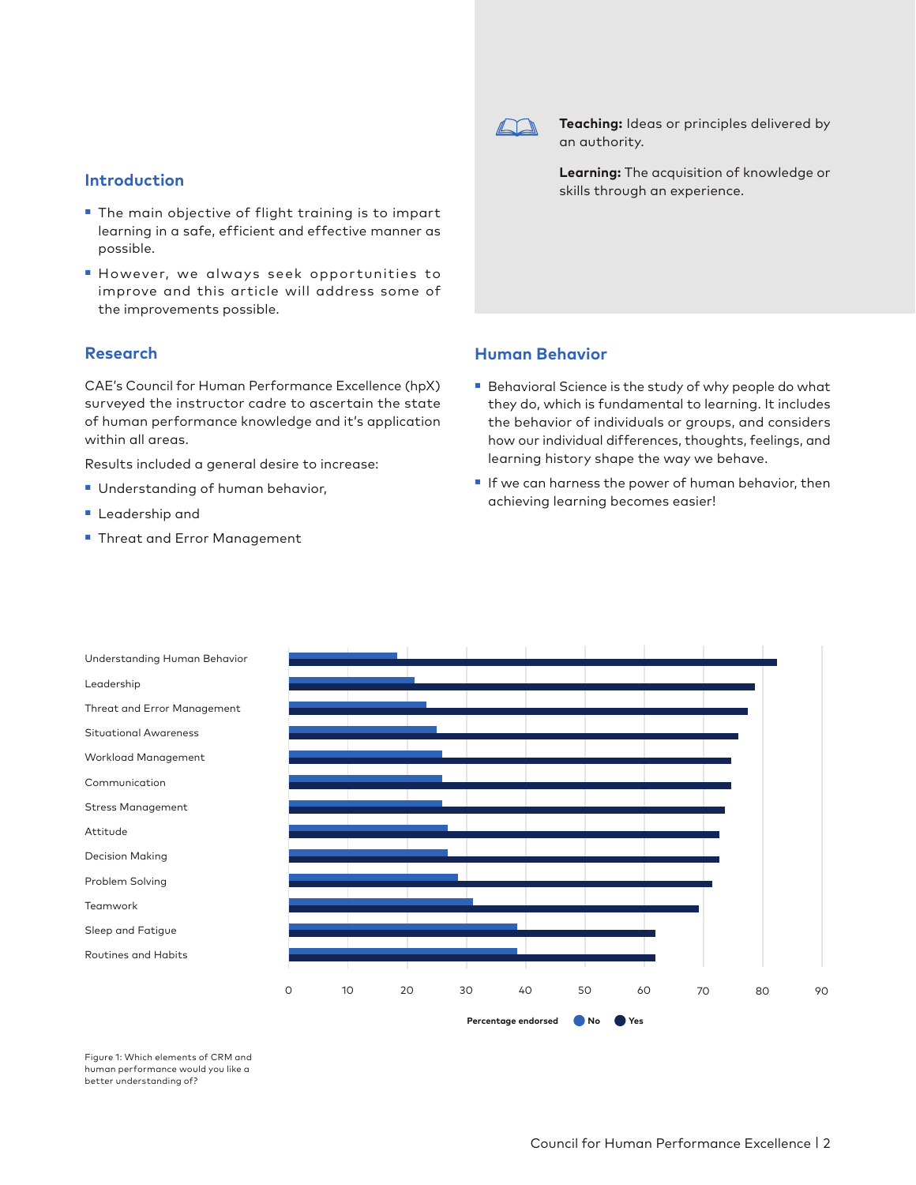## Introduction

- The main objective of flight training is to impart learning in a safe, efficient and effective manner as possible.
- However, we always seek opportunities to improve and this article will address some of the improvements possible.

> **Teaching:** Ideas or principles delivered by an authority.
>
> **Learning:** The acquisition of knowledge or skills through an experience.

## Research

CAE's Council for Human Performance Excellence (hpX) surveyed the instructor cadre to ascertain the state of human performance knowledge and it's application within all areas.

Results included a general desire to increase:

- Understanding of human behavior,
- Leadership and
- Threat and Error Management

## Human Behavior

- Behavioral Science is the study of why people do what they do, which is fundamental to learning. It includes the behavior of individuals or groups, and considers how our individual differences, thoughts, feelings, and learning history shape the way we behave.
- If we can harness the power of human behavior, then achieving learning becomes easier!

Figure 1: Which elements of CRM and human performance would you like a better understanding of?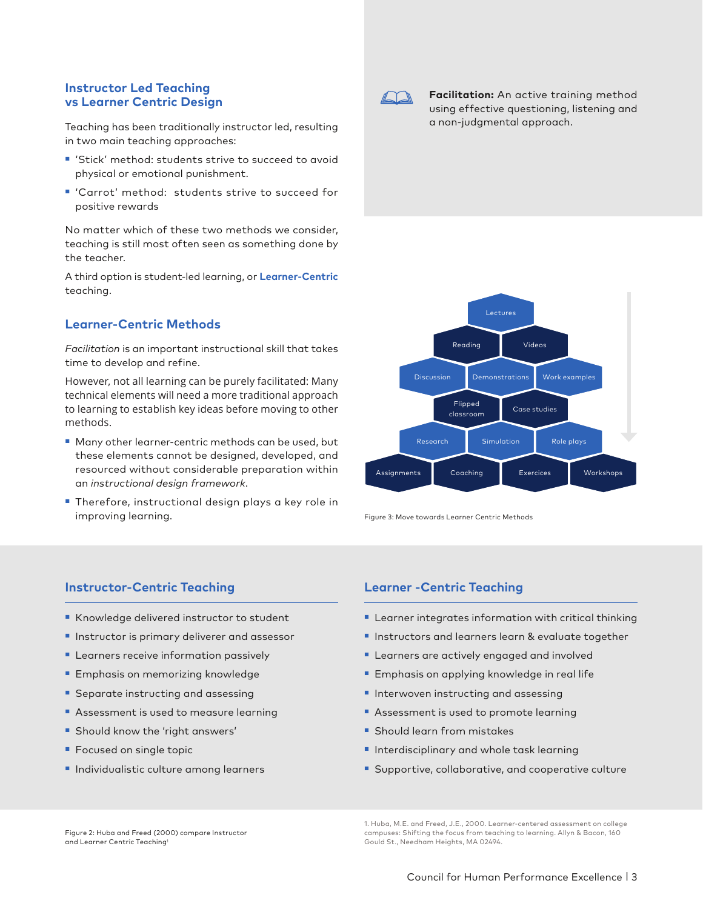## Instructor Led Teaching vs Learner Centric Design

Teaching has been traditionally instructor led, resulting in two main teaching approaches:

- 'Stick' method: students strive to succeed to avoid physical or emotional punishment.
- 'Carrot' method: students strive to succeed for positive rewards

No matter which of these two methods we consider, teaching is still most often seen as something done by the teacher.

A third option is student-led learning, or **Learner-Centric** teaching.

## Learner-Centric Methods

*Facilitation* is an important instructional skill that takes time to develop and refine.

However, not all learning can be purely facilitated: Many technical elements will need a more traditional approach to learning to establish key ideas before moving to other methods.

- Many other learner-centric methods can be used, but these elements cannot be designed, developed, and resourced without considerable preparation within an *instructional design framework*.
- Therefore, instructional design plays a key role in improving learning.

**Facilitation:** An active training method using effective questioning, listening and a non-judgmental approach.

Lectures
Reading | Videos
Discussion | Demonstrations | Work examples
Flipped classroom | Case studies
Research | Simulation | Role plays
Assignments | Coaching | Exercices | Workshops

Figure 3: Move towards Learner Centric Methods

| Instructor-Centric Teaching | Learner -Centric Teaching |
|---|---|
| Knowledge delivered instructor to student | Learner integrates information with critical thinking |
| Instructor is primary deliverer and assessor | Instructors and learners learn & evaluate together |
| Learners receive information passively | Learners are actively engaged and involved |
| Emphasis on memorizing knowledge | Emphasis on applying knowledge in real life |
| Separate instructing and assessing | Interwoven instructing and assessing |
| Assessment is used to measure learning | Assessment is used to promote learning |
| Should know the 'right answers' | Should learn from mistakes |
| Focused on single topic | Interdisciplinary and whole task learning |
| Individualistic culture among learners | Supportive, collaborative, and cooperative culture |

Figure 2: Huba and Freed (2000) compare Instructor and Learner Centric Teaching[1]

1. Huba, M.E. and Freed, J.E., 2000. Learner-centered assessment on college campuses: Shifting the focus from teaching to learning. Allyn & Bacon, 160 Gould St., Needham Heights, MA 02494.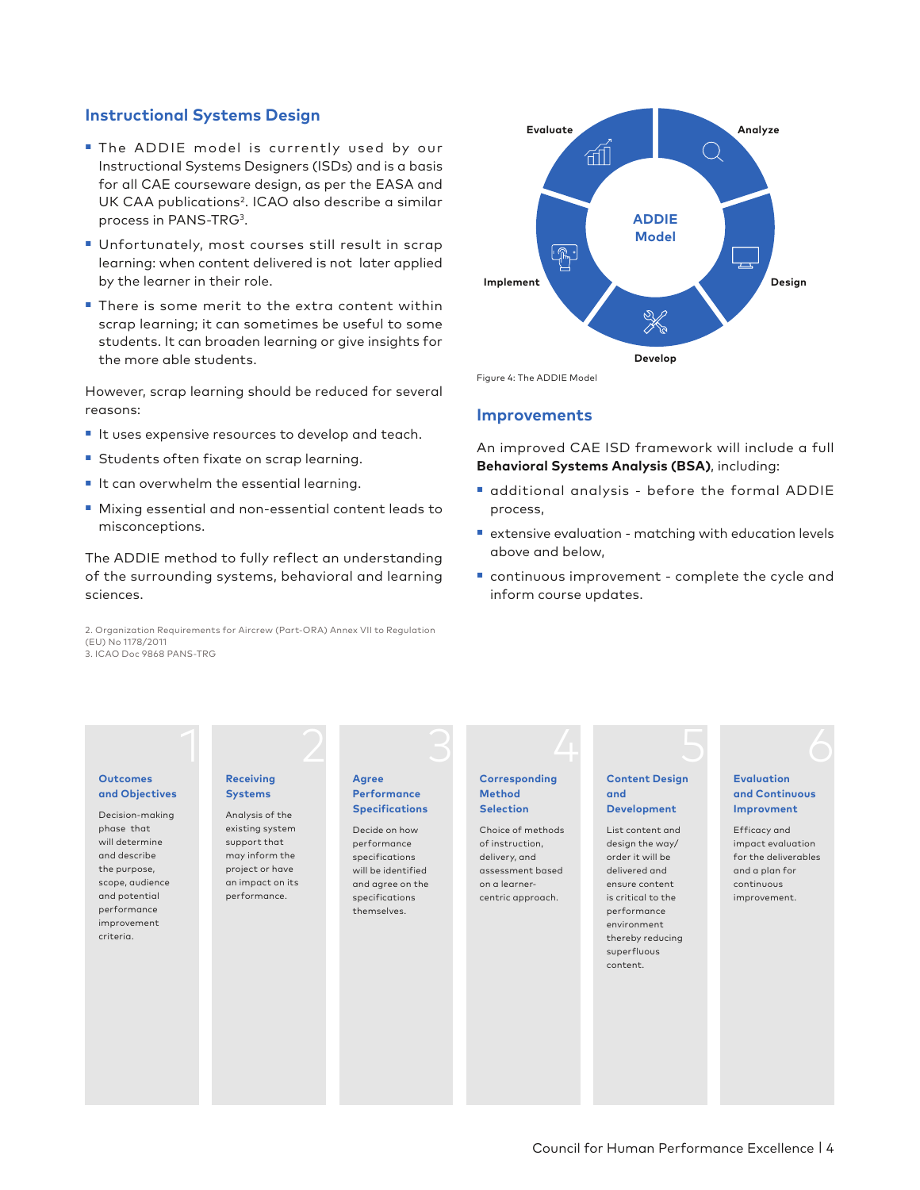## Instructional Systems Design

- The ADDIE model is currently used by our Instructional Systems Designers (ISDs) and is a basis for all CAE courseware design, as per the EASA and UK CAA publications[2]. ICAO also describe a similar process in PANS-TRG[3].
- Unfortunately, most courses still result in scrap learning: when content delivered is not later applied by the learner in their role.
- There is some merit to the extra content within scrap learning; it can sometimes be useful to some students. It can broaden learning or give insights for the more able students.

However, scrap learning should be reduced for several reasons:

- It uses expensive resources to develop and teach.
- Students often fixate on scrap learning.
- It can overwhelm the essential learning.
- Mixing essential and non-essential content leads to misconceptions.

The ADDIE method to fully reflect an understanding of the surrounding systems, behavioral and learning sciences.

2. Organization Requirements for Aircrew (Part-ORA) Annex VII to Regulation (EU) No 1178/2011
3. ICAO Doc 9868 PANS-TRG

ADDIE Model: Analyze, Design, Develop, Implement, Evaluate

Figure 4: The ADDIE Model

## Improvements

An improved CAE ISD framework will include a full **Behavioral Systems Analysis (BSA)**, including:

- additional analysis - before the formal ADDIE process,
- extensive evaluation - matching with education levels above and below,
- continuous improvement - complete the cycle and inform course updates.

**1 — Outcomes and Objectives**

Decision-making phase that will determine and describe the purpose, scope, audience and potential performance improvement criteria.

**2 — Receiving Systems**

Analysis of the existing system support that may inform the project or have an impact on its performance.

**3 — Agree Performance Specifications**

Decide on how performance specifications will be identified and agree on the specifications themselves.

**4 — Corresponding Method Selection**

Choice of methods of instruction, delivery, and assessment based on a learner-centric approach.

**5 — Content Design and Development**

List content and design the way/order it will be delivered and ensure content is critical to the performance environment thereby reducing superfluous content.

**6 — Evaluation and Continuous Improvment**

Efficacy and impact evaluation for the deliverables and a plan for continuous improvement.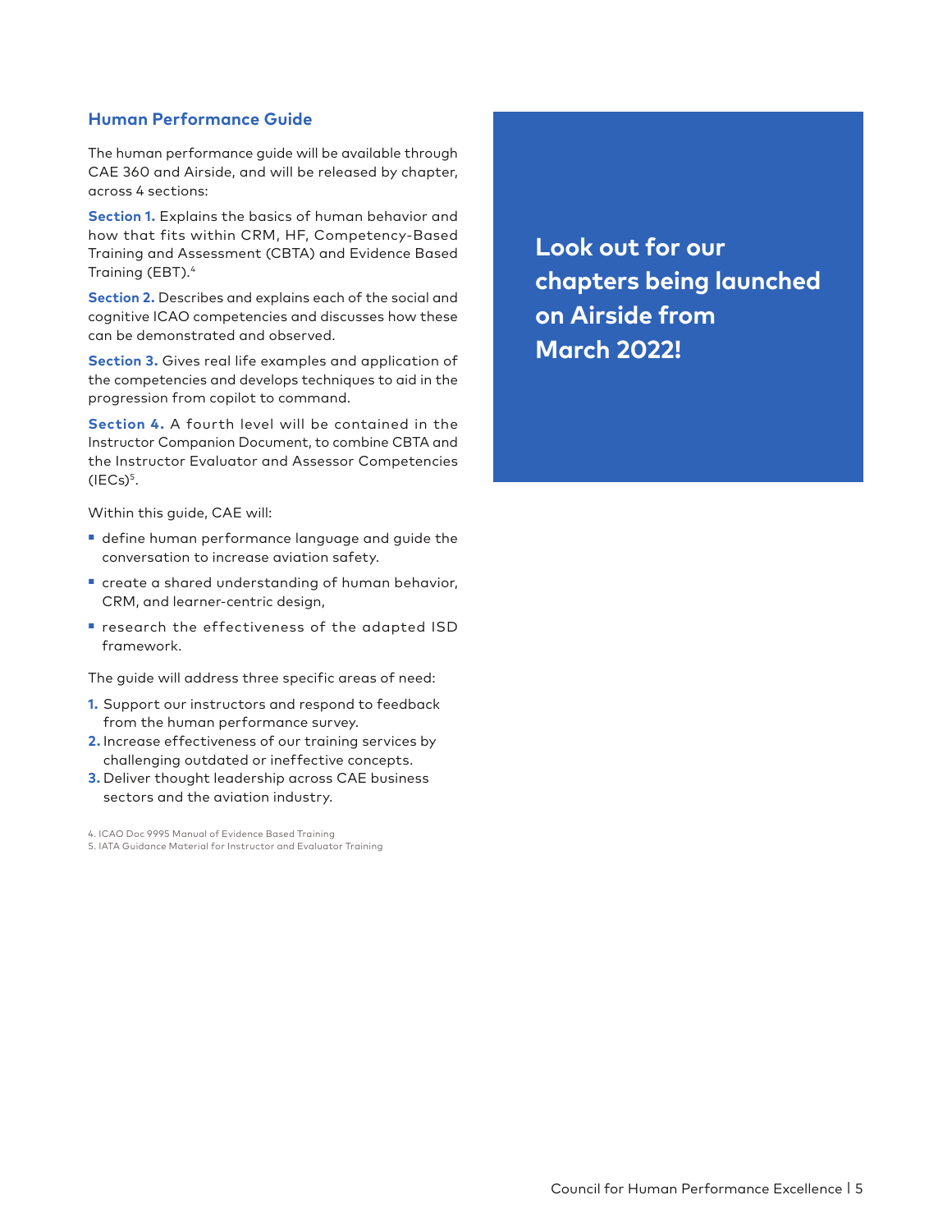## Human Performance Guide

The human performance guide will be available through CAE 360 and Airside, and will be released by chapter, across 4 sections:

**Section 1.** Explains the basics of human behavior and how that fits within CRM, HF, Competency-Based Training and Assessment (CBTA) and Evidence Based Training (EBT).[4]

**Section 2.** Describes and explains each of the social and cognitive ICAO competencies and discusses how these can be demonstrated and observed.

**Section 3.** Gives real life examples and application of the competencies and develops techniques to aid in the progression from copilot to command.

**Section 4.** A fourth level will be contained in the Instructor Companion Document, to combine CBTA and the Instructor Evaluator and Assessor Competencies (IECs)[5].

Within this guide, CAE will:

- define human performance language and guide the conversation to increase aviation safety.
- create a shared understanding of human behavior, CRM, and learner-centric design,
- research the effectiveness of the adapted ISD framework.

The guide will address three specific areas of need:

1. Support our instructors and respond to feedback from the human performance survey.
2. Increase effectiveness of our training services by challenging outdated or ineffective concepts.
3. Deliver thought leadership across CAE business sectors and the aviation industry.

**Look out for our chapters being launched on Airside from March 2022!**

4. ICAO Doc 9995 Manual of Evidence Based Training
5. IATA Guidance Material for Instructor and Evaluator Training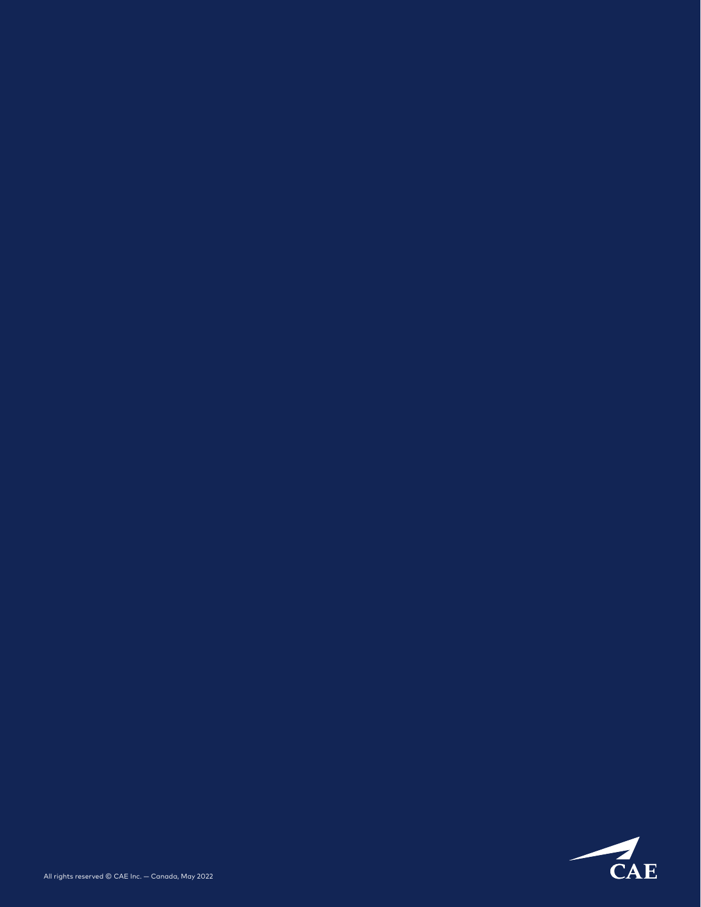All rights reserved © CAE Inc. — Canada, May 2022

CAE